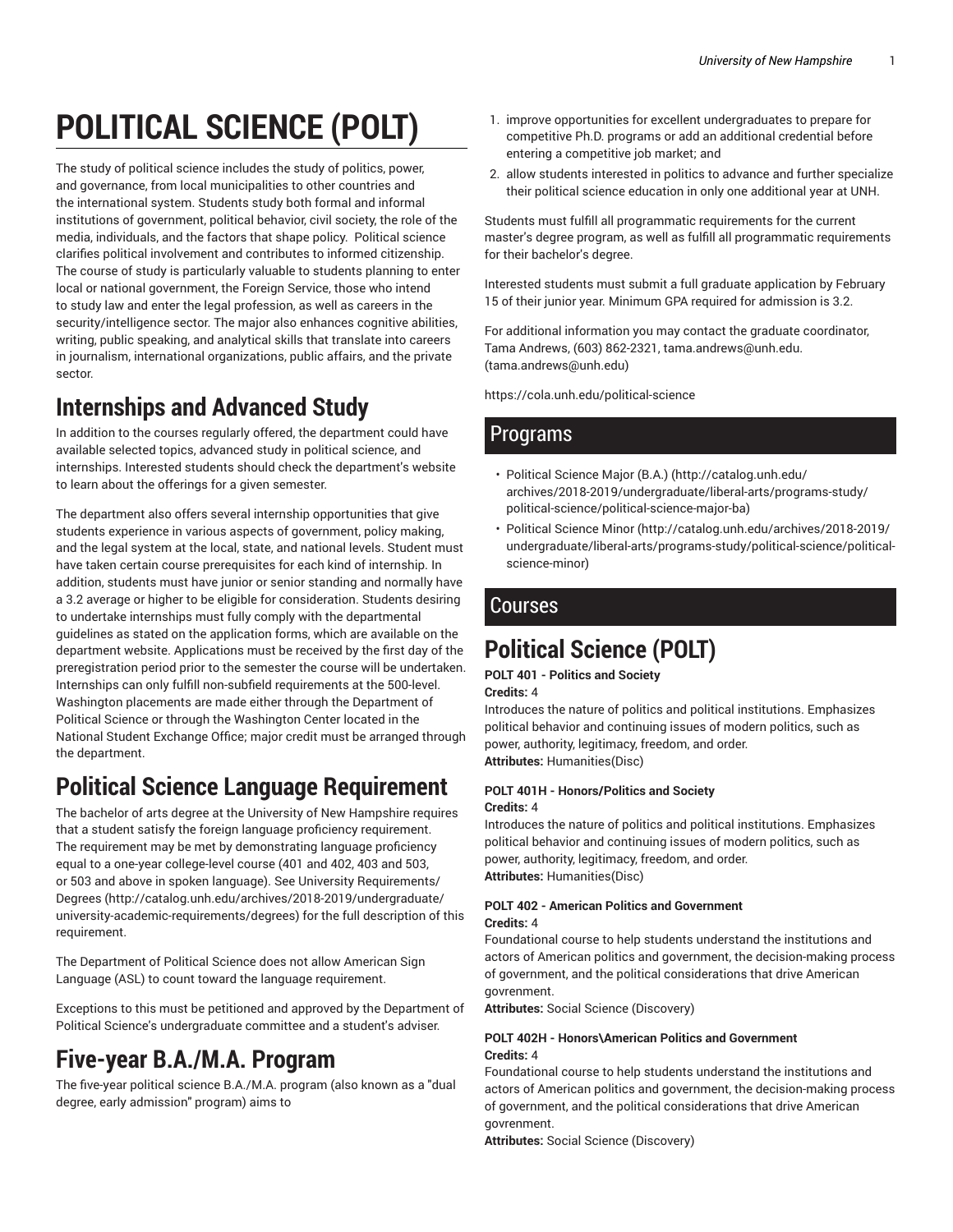# POLITICAL SCIENCE (POLT)

The study of political science includes the study of politics, power, and governance, from local municipalities to other countries and the international system. Students study both formal and informal institutions of government, political behavior, civil society, the role of the media, individuals, and the factors that shape policy. Political science clarifies political involvement and contributes to informed citizenship. The course of study is particularly valuable to students planning to enter local or national government, the Foreign Service, those who intend to study law and enter the legal profession, as well as careers in the security/intelligence sector. The major also enhances cognitive abilities, writing, public speaking, and analytical skills that translate into careers in journalism, international organizations, public affairs, and the private sector.

## Internships and Advanced Study

In addition to the courses regularly offered, the department could have available selected topics, advanced study in political science, and internships. Interested students should check the department's website to learn about the offerings for a given semester.

The department also offers several internship opportunities that give students experience in various aspects of government, policy making, and the legal system at the local, state, and national levels. Student must have taken certain course prerequisites for each kind of internship. In addition, students must have junior or senior standing and normally have a 3.2 average or higher to be eligible for consideration. Students desiring to undertake internships must fully comply with the departmental guidelines as stated on the application forms, which are available on the department website. Applications must be received by the first day of the preregistration period prior to the semester the course will be undertaken. Internships can only fulfill non-subfield requirements at the 500-level. Washington placements are made either through the Department of Political Science or through the Washington Center located in the National Student Exchange Office; major credit must be arranged through the department.

## Political Science Language Requirement

The bachelor of arts degree at the University of New Hampshire requires that a student satisfy the foreign language proficiency requirement. The requirement may be met by demonstrating language proficiency equal to a one-year college-level course (401 and 402, 403 and 503, or 503 and above in spoken language). See University Requirements/Degrees (http://catalog.unh.edu/archives/2018-2019/undergraduate/university-academic-requirements/degrees) for the full description of this requirement.

The Department of Political Science does not allow American Sign Language (ASL) to count toward the language requirement.

Exceptions to this must be petitioned and approved by the Department of Political Science's undergraduate committee and a student's adviser.

## Five-year B.A./M.A. Program

The five-year political science B.A./M.A. program (also known as a "dual degree, early admission" program) aims to

1. improve opportunities for excellent undergraduates to prepare for competitive Ph.D. programs or add an additional credential before entering a competitive job market; and
2. allow students interested in politics to advance and further specialize their political science education in only one additional year at UNH.

Students must fulfill all programmatic requirements for the current master's degree program, as well as fulfill all programmatic requirements for their bachelor's degree.

Interested students must submit a full graduate application by February 15 of their junior year. Minimum GPA required for admission is 3.2.

For additional information you may contact the graduate coordinator, Tama Andrews, (603) 862-2321, tama.andrews@unh.edu. (tama.andrews@unh.edu)

https://cola.unh.edu/political-science

## Programs

- Political Science Major (B.A.) (http://catalog.unh.edu/archives/2018-2019/undergraduate/liberal-arts/programs-study/political-science/political-science-major-ba)
- Political Science Minor (http://catalog.unh.edu/archives/2018-2019/undergraduate/liberal-arts/programs-study/political-science/political-science-minor)

## Courses

# Political Science (POLT)

**POLT 401 - Politics and Society**
**Credits:** 4
Introduces the nature of politics and political institutions. Emphasizes political behavior and continuing issues of modern politics, such as power, authority, legitimacy, freedom, and order.
**Attributes:** Humanities(Disc)

**POLT 401H - Honors/Politics and Society**
**Credits:** 4
Introduces the nature of politics and political institutions. Emphasizes political behavior and continuing issues of modern politics, such as power, authority, legitimacy, freedom, and order.
**Attributes:** Humanities(Disc)

**POLT 402 - American Politics and Government**
**Credits:** 4
Foundational course to help students understand the institutions and actors of American politics and government, the decision-making process of government, and the political considerations that drive American govrenment.
**Attributes:** Social Science (Discovery)

**POLT 402H - Honors\American Politics and Government**
**Credits:** 4
Foundational course to help students understand the institutions and actors of American politics and government, the decision-making process of government, and the political considerations that drive American govrenment.
**Attributes:** Social Science (Discovery)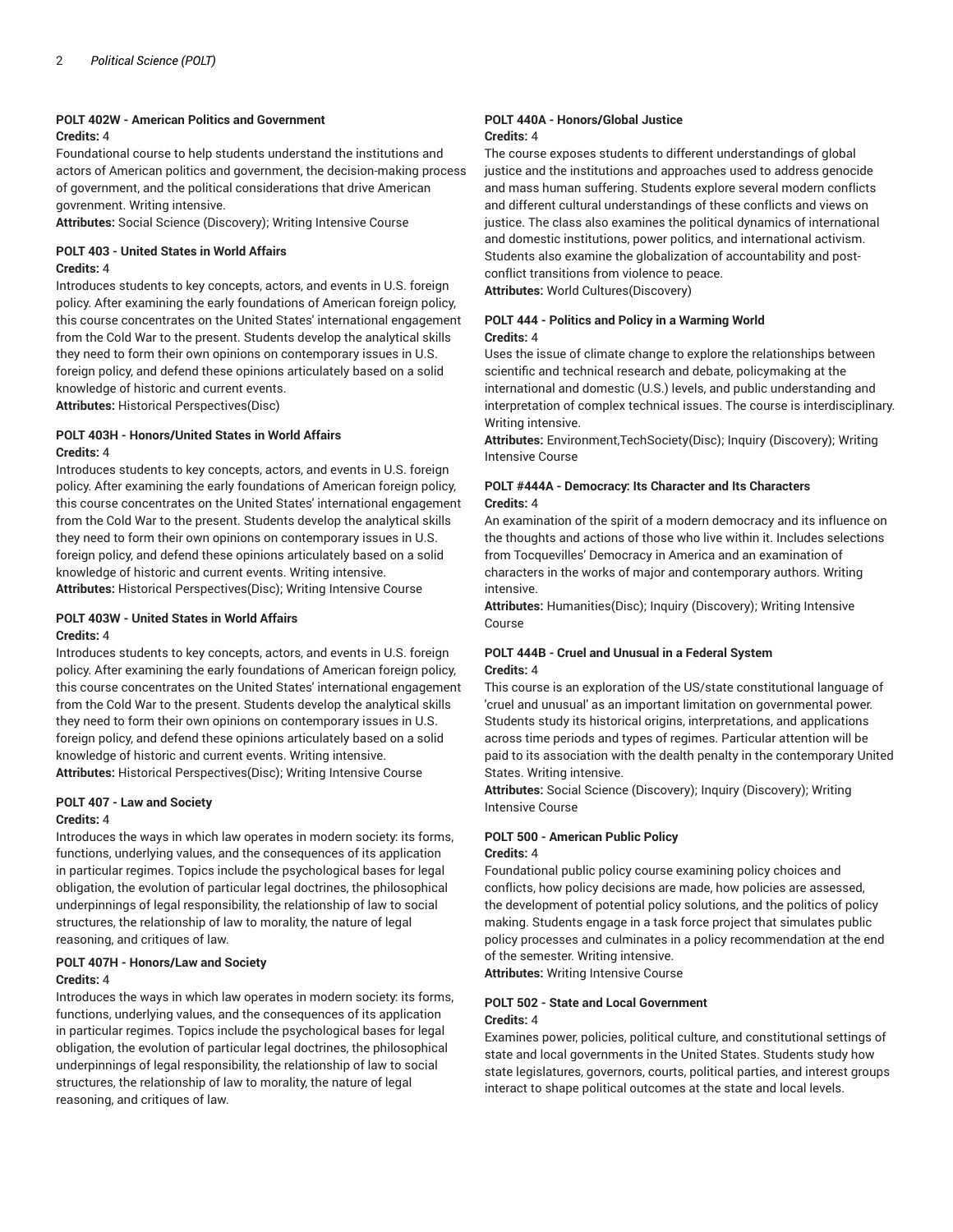#### POLT 402W - American Politics and Government

**Credits:** 4

Foundational course to help students understand the institutions and actors of American politics and government, the decision-making process of government, and the political considerations that drive American govrenment. Writing intensive.

**Attributes:** Social Science (Discovery); Writing Intensive Course

#### POLT 403 - United States in World Affairs

**Credits:** 4

Introduces students to key concepts, actors, and events in U.S. foreign policy. After examining the early foundations of American foreign policy, this course concentrates on the United States' international engagement from the Cold War to the present. Students develop the analytical skills they need to form their own opinions on contemporary issues in U.S. foreign policy, and defend these opinions articulately based on a solid knowledge of historic and current events.

**Attributes:** Historical Perspectives(Disc)

#### POLT 403H - Honors/United States in World Affairs

**Credits:** 4

Introduces students to key concepts, actors, and events in U.S. foreign policy. After examining the early foundations of American foreign policy, this course concentrates on the United States' international engagement from the Cold War to the present. Students develop the analytical skills they need to form their own opinions on contemporary issues in U.S. foreign policy, and defend these opinions articulately based on a solid knowledge of historic and current events. Writing intensive.

**Attributes:** Historical Perspectives(Disc); Writing Intensive Course

#### POLT 403W - United States in World Affairs

**Credits:** 4

Introduces students to key concepts, actors, and events in U.S. foreign policy. After examining the early foundations of American foreign policy, this course concentrates on the United States' international engagement from the Cold War to the present. Students develop the analytical skills they need to form their own opinions on contemporary issues in U.S. foreign policy, and defend these opinions articulately based on a solid knowledge of historic and current events. Writing intensive.

**Attributes:** Historical Perspectives(Disc); Writing Intensive Course

#### POLT 407 - Law and Society

**Credits:** 4

Introduces the ways in which law operates in modern society: its forms, functions, underlying values, and the consequences of its application in particular regimes. Topics include the psychological bases for legal obligation, the evolution of particular legal doctrines, the philosophical underpinnings of legal responsibility, the relationship of law to social structures, the relationship of law to morality, the nature of legal reasoning, and critiques of law.

#### POLT 407H - Honors/Law and Society

**Credits:** 4

Introduces the ways in which law operates in modern society: its forms, functions, underlying values, and the consequences of its application in particular regimes. Topics include the psychological bases for legal obligation, the evolution of particular legal doctrines, the philosophical underpinnings of legal responsibility, the relationship of law to social structures, the relationship of law to morality, the nature of legal reasoning, and critiques of law.

#### POLT 440A - Honors/Global Justice

**Credits:** 4

The course exposes students to different understandings of global justice and the institutions and approaches used to address genocide and mass human suffering. Students explore several modern conflicts and different cultural understandings of these conflicts and views on justice. The class also examines the political dynamics of international and domestic institutions, power politics, and international activism. Students also examine the globalization of accountability and post-conflict transitions from violence to peace.

**Attributes:** World Cultures(Discovery)

#### POLT 444 - Politics and Policy in a Warming World

**Credits:** 4

Uses the issue of climate change to explore the relationships between scientific and technical research and debate, policymaking at the international and domestic (U.S.) levels, and public understanding and interpretation of complex technical issues. The course is interdisciplinary. Writing intensive.

**Attributes:** Environment,TechSociety(Disc); Inquiry (Discovery); Writing Intensive Course

#### POLT #444A - Democracy: Its Character and Its Characters

**Credits:** 4

An examination of the spirit of a modern democracy and its influence on the thoughts and actions of those who live within it. Includes selections from Tocquevilles' Democracy in America and an examination of characters in the works of major and contemporary authors. Writing intensive.

**Attributes:** Humanities(Disc); Inquiry (Discovery); Writing Intensive Course

#### POLT 444B - Cruel and Unusual in a Federal System

**Credits:** 4

This course is an exploration of the US/state constitutional language of 'cruel and unusual' as an important limitation on governmental power. Students study its historical origins, interpretations, and applications across time periods and types of regimes. Particular attention will be paid to its association with the dealth penalty in the contemporary United States. Writing intensive.

**Attributes:** Social Science (Discovery); Inquiry (Discovery); Writing Intensive Course

#### POLT 500 - American Public Policy

**Credits:** 4

Foundational public policy course examining policy choices and conflicts, how policy decisions are made, how policies are assessed, the development of potential policy solutions, and the politics of policy making. Students engage in a task force project that simulates public policy processes and culminates in a policy recommendation at the end of the semester. Writing intensive.

**Attributes:** Writing Intensive Course

#### POLT 502 - State and Local Government

**Credits:** 4

Examines power, policies, political culture, and constitutional settings of state and local governments in the United States. Students study how state legislatures, governors, courts, political parties, and interest groups interact to shape political outcomes at the state and local levels.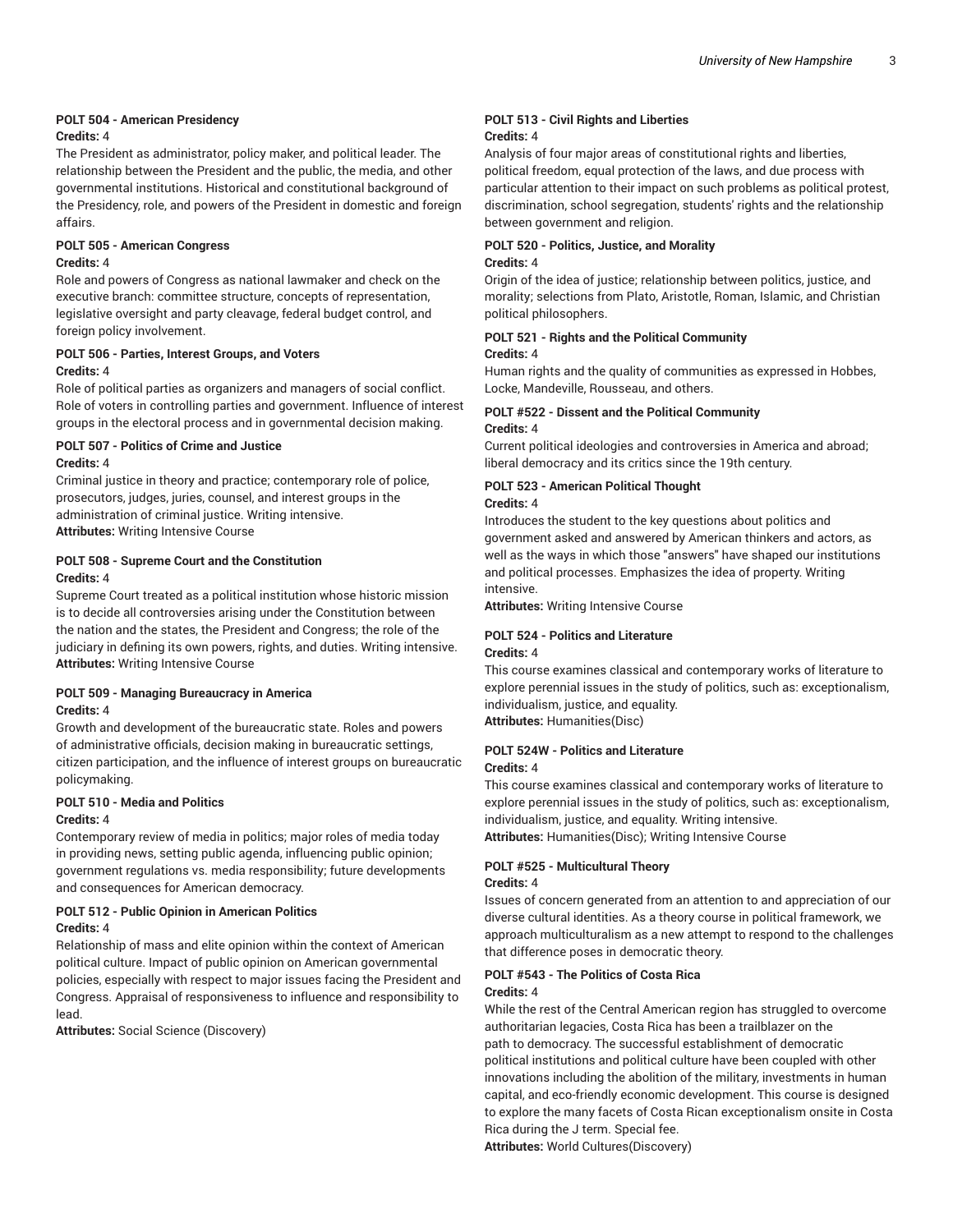**POLT 504 - American Presidency**

**Credits:** 4

The President as administrator, policy maker, and political leader. The relationship between the President and the public, the media, and other governmental institutions. Historical and constitutional background of the Presidency, role, and powers of the President in domestic and foreign affairs.

**POLT 505 - American Congress**

**Credits:** 4

Role and powers of Congress as national lawmaker and check on the executive branch: committee structure, concepts of representation, legislative oversight and party cleavage, federal budget control, and foreign policy involvement.

**POLT 506 - Parties, Interest Groups, and Voters**

**Credits:** 4

Role of political parties as organizers and managers of social conflict. Role of voters in controlling parties and government. Influence of interest groups in the electoral process and in governmental decision making.

**POLT 507 - Politics of Crime and Justice**

**Credits:** 4

Criminal justice in theory and practice; contemporary role of police, prosecutors, judges, juries, counsel, and interest groups in the administration of criminal justice. Writing intensive.

**Attributes:** Writing Intensive Course

**POLT 508 - Supreme Court and the Constitution**

**Credits:** 4

Supreme Court treated as a political institution whose historic mission is to decide all controversies arising under the Constitution between the nation and the states, the President and Congress; the role of the judiciary in defining its own powers, rights, and duties. Writing intensive.

**Attributes:** Writing Intensive Course

**POLT 509 - Managing Bureaucracy in America**

**Credits:** 4

Growth and development of the bureaucratic state. Roles and powers of administrative officials, decision making in bureaucratic settings, citizen participation, and the influence of interest groups on bureaucratic policymaking.

**POLT 510 - Media and Politics**

**Credits:** 4

Contemporary review of media in politics; major roles of media today in providing news, setting public agenda, influencing public opinion; government regulations vs. media responsibility; future developments and consequences for American democracy.

**POLT 512 - Public Opinion in American Politics**

**Credits:** 4

Relationship of mass and elite opinion within the context of American political culture. Impact of public opinion on American governmental policies, especially with respect to major issues facing the President and Congress. Appraisal of responsiveness to influence and responsibility to lead.

**Attributes:** Social Science (Discovery)

**POLT 513 - Civil Rights and Liberties**

**Credits:** 4

Analysis of four major areas of constitutional rights and liberties, political freedom, equal protection of the laws, and due process with particular attention to their impact on such problems as political protest, discrimination, school segregation, students' rights and the relationship between government and religion.

**POLT 520 - Politics, Justice, and Morality**

**Credits:** 4

Origin of the idea of justice; relationship between politics, justice, and morality; selections from Plato, Aristotle, Roman, Islamic, and Christian political philosophers.

**POLT 521 - Rights and the Political Community**

**Credits:** 4

Human rights and the quality of communities as expressed in Hobbes, Locke, Mandeville, Rousseau, and others.

**POLT #522 - Dissent and the Political Community**

**Credits:** 4

Current political ideologies and controversies in America and abroad; liberal democracy and its critics since the 19th century.

**POLT 523 - American Political Thought**

**Credits:** 4

Introduces the student to the key questions about politics and government asked and answered by American thinkers and actors, as well as the ways in which those "answers" have shaped our institutions and political processes. Emphasizes the idea of property. Writing intensive.

**Attributes:** Writing Intensive Course

**POLT 524 - Politics and Literature**

**Credits:** 4

This course examines classical and contemporary works of literature to explore perennial issues in the study of politics, such as: exceptionalism, individualism, justice, and equality.

**Attributes:** Humanities(Disc)

**POLT 524W - Politics and Literature**

**Credits:** 4

This course examines classical and contemporary works of literature to explore perennial issues in the study of politics, such as: exceptionalism, individualism, justice, and equality. Writing intensive.

**Attributes:** Humanities(Disc); Writing Intensive Course

**POLT #525 - Multicultural Theory**

**Credits:** 4

Issues of concern generated from an attention to and appreciation of our diverse cultural identities. As a theory course in political framework, we approach multiculturalism as a new attempt to respond to the challenges that difference poses in democratic theory.

**POLT #543 - The Politics of Costa Rica**

**Credits:** 4

While the rest of the Central American region has struggled to overcome authoritarian legacies, Costa Rica has been a trailblazer on the path to democracy. The successful establishment of democratic political institutions and political culture have been coupled with other innovations including the abolition of the military, investments in human capital, and eco-friendly economic development. This course is designed to explore the many facets of Costa Rican exceptionalism onsite in Costa Rica during the J term. Special fee.

**Attributes:** World Cultures(Discovery)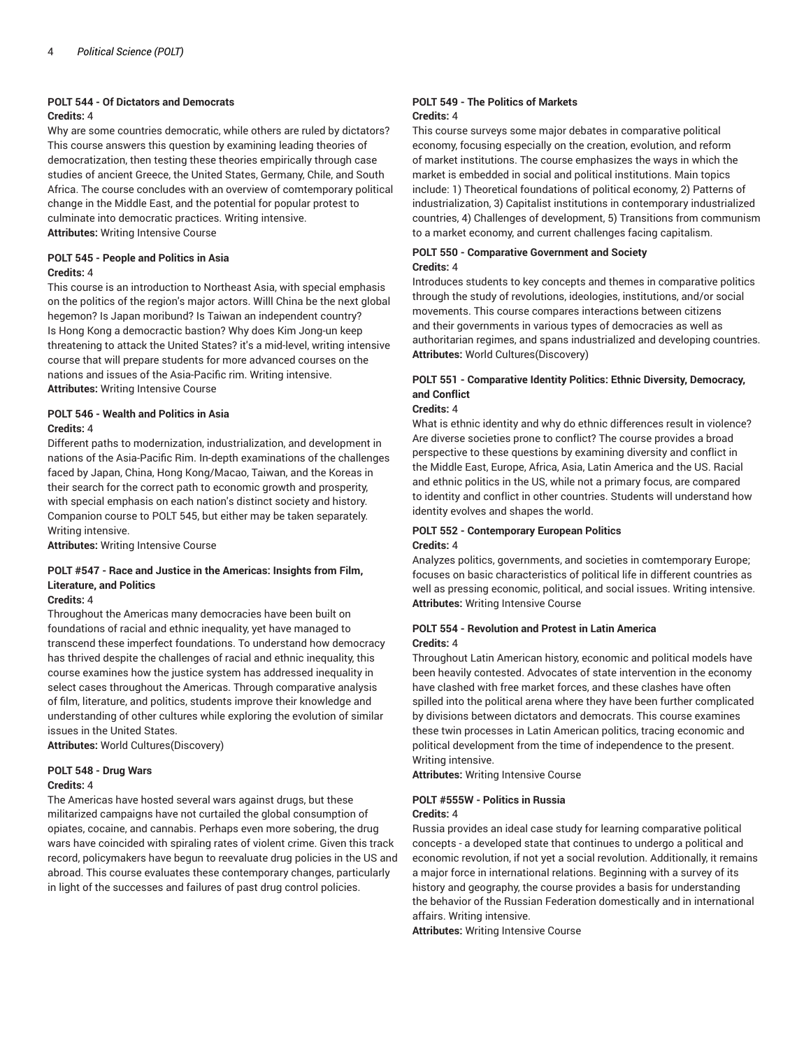### POLT 544 - Of Dictators and Democrats

**Credits:** 4

Why are some countries democratic, while others are ruled by dictators? This course answers this question by examining leading theories of democratization, then testing these theories empirically through case studies of ancient Greece, the United States, Germany, Chile, and South Africa. The course concludes with an overview of comtemporary political change in the Middle East, and the potential for popular protest to culminate into democratic practices. Writing intensive.

**Attributes:** Writing Intensive Course

### POLT 545 - People and Politics in Asia

**Credits:** 4

This course is an introduction to Northeast Asia, with special emphasis on the politics of the region's major actors. Willl China be the next global hegemon? Is Japan moribund? Is Taiwan an independent country? Is Hong Kong a democractic bastion? Why does Kim Jong-un keep threatening to attack the United States? it's a mid-level, writing intensive course that will prepare students for more advanced courses on the nations and issues of the Asia-Pacific rim. Writing intensive.

**Attributes:** Writing Intensive Course

### POLT 546 - Wealth and Politics in Asia

**Credits:** 4

Different paths to modernization, industrialization, and development in nations of the Asia-Pacific Rim. In-depth examinations of the challenges faced by Japan, China, Hong Kong/Macao, Taiwan, and the Koreas in their search for the correct path to economic growth and prosperity, with special emphasis on each nation's distinct society and history. Companion course to POLT 545, but either may be taken separately. Writing intensive.

**Attributes:** Writing Intensive Course

### POLT #547 - Race and Justice in the Americas: Insights from Film, Literature, and Politics

**Credits:** 4

Throughout the Americas many democracies have been built on foundations of racial and ethnic inequality, yet have managed to transcend these imperfect foundations. To understand how democracy has thrived despite the challenges of racial and ethnic inequality, this course examines how the justice system has addressed inequality in select cases throughout the Americas. Through comparative analysis of film, literature, and politics, students improve their knowledge and understanding of other cultures while exploring the evolution of similar issues in the United States.

**Attributes:** World Cultures(Discovery)

### POLT 548 - Drug Wars

**Credits:** 4

The Americas have hosted several wars against drugs, but these militarized campaigns have not curtailed the global consumption of opiates, cocaine, and cannabis. Perhaps even more sobering, the drug wars have coincided with spiraling rates of violent crime. Given this track record, policymakers have begun to reevaluate drug policies in the US and abroad. This course evaluates these contemporary changes, particularly in light of the successes and failures of past drug control policies.

### POLT 549 - The Politics of Markets

**Credits:** 4

This course surveys some major debates in comparative political economy, focusing especially on the creation, evolution, and reform of market institutions. The course emphasizes the ways in which the market is embedded in social and political institutions. Main topics include: 1) Theoretical foundations of political economy, 2) Patterns of industrialization, 3) Capitalist institutions in contemporary industrialized countries, 4) Challenges of development, 5) Transitions from communism to a market economy, and current challenges facing capitalism.

### POLT 550 - Comparative Government and Society

**Credits:** 4

Introduces students to key concepts and themes in comparative politics through the study of revolutions, ideologies, institutions, and/or social movements. This course compares interactions between citizens and their governments in various types of democracies as well as authoritarian regimes, and spans industrialized and developing countries.

**Attributes:** World Cultures(Discovery)

### POLT 551 - Comparative Identity Politics: Ethnic Diversity, Democracy, and Conflict

**Credits:** 4

What is ethnic identity and why do ethnic differences result in violence? Are diverse societies prone to conflict? The course provides a broad perspective to these questions by examining diversity and conflict in the Middle East, Europe, Africa, Asia, Latin America and the US. Racial and ethnic politics in the US, while not a primary focus, are compared to identity and conflict in other countries. Students will understand how identity evolves and shapes the world.

### POLT 552 - Contemporary European Politics

**Credits:** 4

Analyzes politics, governments, and societies in comtemporary Europe; focuses on basic characteristics of political life in different countries as well as pressing economic, political, and social issues. Writing intensive.

**Attributes:** Writing Intensive Course

### POLT 554 - Revolution and Protest in Latin America

**Credits:** 4

Throughout Latin American history, economic and political models have been heavily contested. Advocates of state intervention in the economy have clashed with free market forces, and these clashes have often spilled into the political arena where they have been further complicated by divisions between dictators and democrats. This course examines these twin processes in Latin American politics, tracing economic and political development from the time of independence to the present. Writing intensive.

**Attributes:** Writing Intensive Course

### POLT #555W - Politics in Russia

**Credits:** 4

Russia provides an ideal case study for learning comparative political concepts - a developed state that continues to undergo a political and economic revolution, if not yet a social revolution. Additionally, it remains a major force in international relations. Beginning with a survey of its history and geography, the course provides a basis for understanding the behavior of the Russian Federation domestically and in international affairs. Writing intensive.

**Attributes:** Writing Intensive Course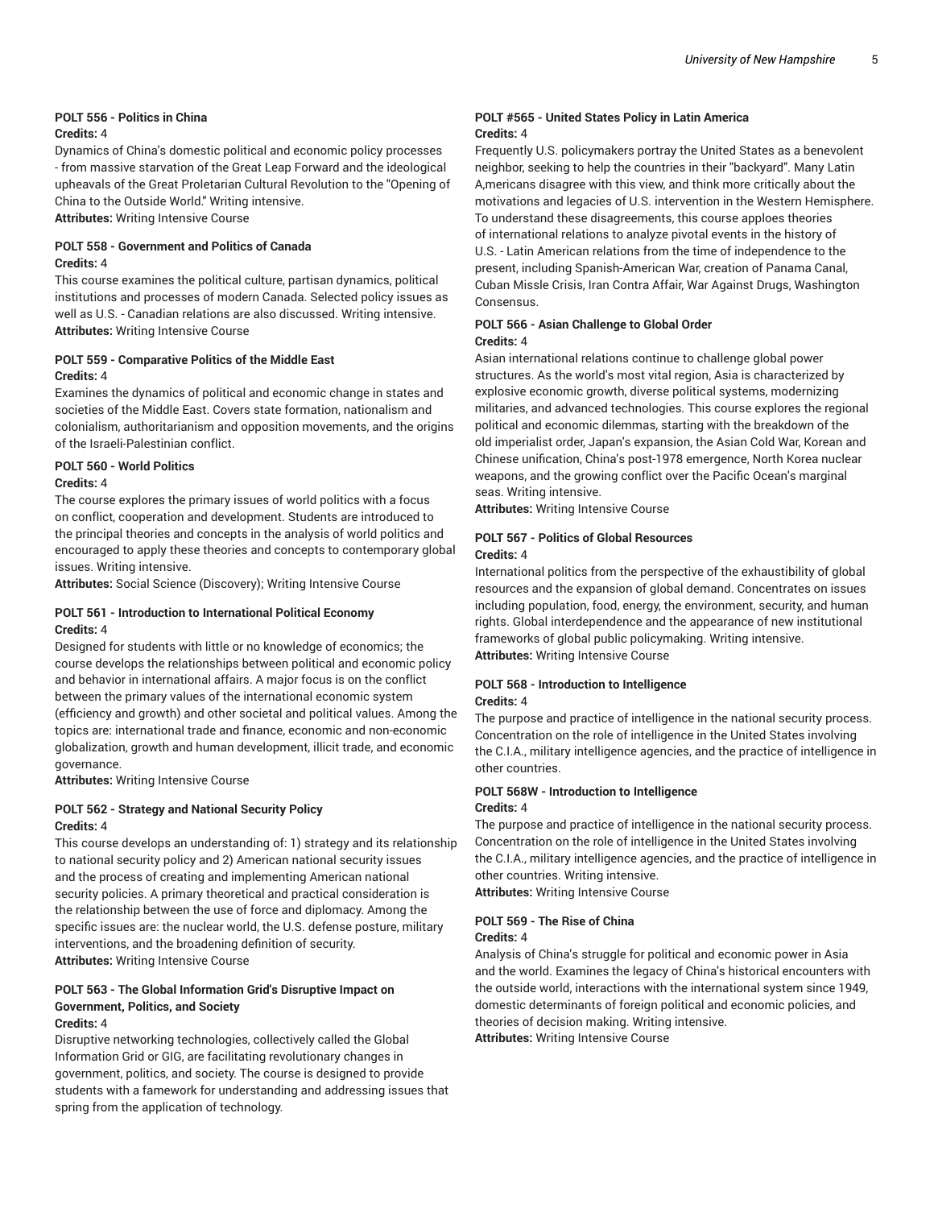#### POLT 556 - Politics in China

**Credits:** 4

Dynamics of China's domestic political and economic policy processes - from massive starvation of the Great Leap Forward and the ideological upheavals of the Great Proletarian Cultural Revolution to the "Opening of China to the Outside World." Writing intensive.

**Attributes:** Writing Intensive Course

#### POLT 558 - Government and Politics of Canada

**Credits:** 4

This course examines the political culture, partisan dynamics, political institutions and processes of modern Canada. Selected policy issues as well as U.S. - Canadian relations are also discussed. Writing intensive.

**Attributes:** Writing Intensive Course

#### POLT 559 - Comparative Politics of the Middle East

**Credits:** 4

Examines the dynamics of political and economic change in states and societies of the Middle East. Covers state formation, nationalism and colonialism, authoritarianism and opposition movements, and the origins of the Israeli-Palestinian conflict.

#### POLT 560 - World Politics

**Credits:** 4

The course explores the primary issues of world politics with a focus on conflict, cooperation and development. Students are introduced to the principal theories and concepts in the analysis of world politics and encouraged to apply these theories and concepts to contemporary global issues. Writing intensive.

**Attributes:** Social Science (Discovery); Writing Intensive Course

#### POLT 561 - Introduction to International Political Economy

**Credits:** 4

Designed for students with little or no knowledge of economics; the course develops the relationships between political and economic policy and behavior in international affairs. A major focus is on the conflict between the primary values of the international economic system (efficiency and growth) and other societal and political values. Among the topics are: international trade and finance, economic and non-economic globalization, growth and human development, illicit trade, and economic governance.

**Attributes:** Writing Intensive Course

#### POLT 562 - Strategy and National Security Policy

**Credits:** 4

This course develops an understanding of: 1) strategy and its relationship to national security policy and 2) American national security issues and the process of creating and implementing American national security policies. A primary theoretical and practical consideration is the relationship between the use of force and diplomacy. Among the specific issues are: the nuclear world, the U.S. defense posture, military interventions, and the broadening definition of security.

**Attributes:** Writing Intensive Course

#### POLT 563 - The Global Information Grid's Disruptive Impact on Government, Politics, and Society

**Credits:** 4

Disruptive networking technologies, collectively called the Global Information Grid or GIG, are facilitating revolutionary changes in government, politics, and society. The course is designed to provide students with a famework for understanding and addressing issues that spring from the application of technology.

#### POLT #565 - United States Policy in Latin America

**Credits:** 4

Frequently U.S. policymakers portray the United States as a benevolent neighbor, seeking to help the countries in their "backyard". Many Latin A,mericans disagree with this view, and think more critically about the motivations and legacies of U.S. intervention in the Western Hemisphere. To understand these disagreements, this course apploes theories of international relations to analyze pivotal events in the history of U.S. - Latin American relations from the time of independence to the present, including Spanish-American War, creation of Panama Canal, Cuban Missle Crisis, Iran Contra Affair, War Against Drugs, Washington Consensus.

#### POLT 566 - Asian Challenge to Global Order

**Credits:** 4

Asian international relations continue to challenge global power structures. As the world's most vital region, Asia is characterized by explosive economic growth, diverse political systems, modernizing militaries, and advanced technologies. This course explores the regional political and economic dilemmas, starting with the breakdown of the old imperialist order, Japan's expansion, the Asian Cold War, Korean and Chinese unification, China's post-1978 emergence, North Korea nuclear weapons, and the growing conflict over the Pacific Ocean's marginal seas. Writing intensive.

**Attributes:** Writing Intensive Course

#### POLT 567 - Politics of Global Resources

**Credits:** 4

International politics from the perspective of the exhaustibility of global resources and the expansion of global demand. Concentrates on issues including population, food, energy, the environment, security, and human rights. Global interdependence and the appearance of new institutional frameworks of global public policymaking. Writing intensive.

**Attributes:** Writing Intensive Course

#### POLT 568 - Introduction to Intelligence

**Credits:** 4

The purpose and practice of intelligence in the national security process. Concentration on the role of intelligence in the United States involving the C.I.A., military intelligence agencies, and the practice of intelligence in other countries.

#### POLT 568W - Introduction to Intelligence

**Credits:** 4

The purpose and practice of intelligence in the national security process. Concentration on the role of intelligence in the United States involving the C.I.A., military intelligence agencies, and the practice of intelligence in other countries. Writing intensive.

**Attributes:** Writing Intensive Course

#### POLT 569 - The Rise of China

**Credits:** 4

Analysis of China's struggle for political and economic power in Asia and the world. Examines the legacy of China's historical encounters with the outside world, interactions with the international system since 1949, domestic determinants of foreign political and economic policies, and theories of decision making. Writing intensive.

**Attributes:** Writing Intensive Course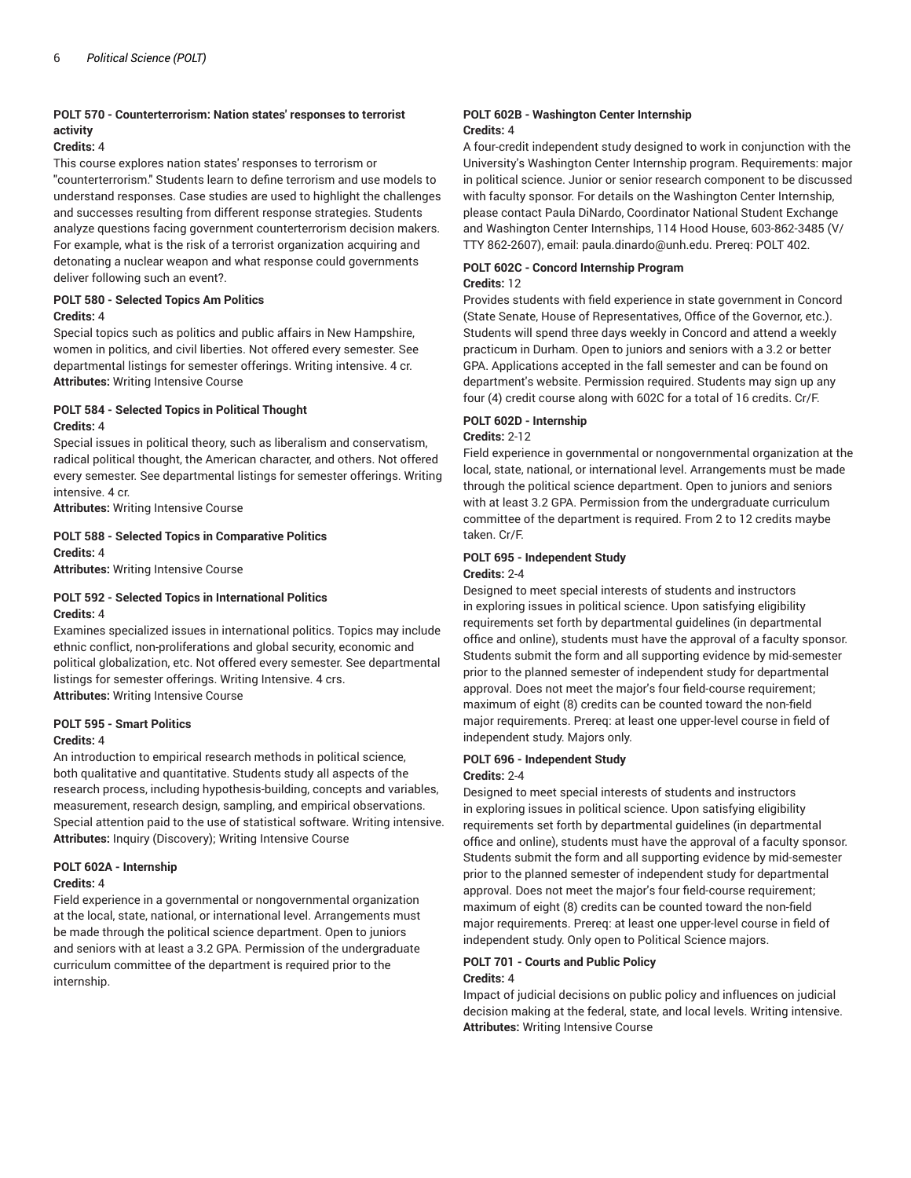**POLT 570 - Counterterrorism: Nation states' responses to terrorist activity**

**Credits:** 4

This course explores nation states' responses to terrorism or "counterterrorism." Students learn to define terrorism and use models to understand responses. Case studies are used to highlight the challenges and successes resulting from different response strategies. Students analyze questions facing government counterterrorism decision makers. For example, what is the risk of a terrorist organization acquiring and detonating a nuclear weapon and what response could governments deliver following such an event?.

**POLT 580 - Selected Topics Am Politics**

**Credits:** 4

Special topics such as politics and public affairs in New Hampshire, women in politics, and civil liberties. Not offered every semester. See departmental listings for semester offerings. Writing intensive. 4 cr.

**Attributes:** Writing Intensive Course

**POLT 584 - Selected Topics in Political Thought**

**Credits:** 4

Special issues in political theory, such as liberalism and conservatism, radical political thought, the American character, and others. Not offered every semester. See departmental listings for semester offerings. Writing intensive. 4 cr.

**Attributes:** Writing Intensive Course

**POLT 588 - Selected Topics in Comparative Politics**

**Credits:** 4

**Attributes:** Writing Intensive Course

**POLT 592 - Selected Topics in International Politics**

**Credits:** 4

Examines specialized issues in international politics. Topics may include ethnic conflict, non-proliferations and global security, economic and political globalization, etc. Not offered every semester. See departmental listings for semester offerings. Writing Intensive. 4 crs.

**Attributes:** Writing Intensive Course

**POLT 595 - Smart Politics**

**Credits:** 4

An introduction to empirical research methods in political science, both qualitative and quantitative. Students study all aspects of the research process, including hypothesis-building, concepts and variables, measurement, research design, sampling, and empirical observations. Special attention paid to the use of statistical software. Writing intensive.

**Attributes:** Inquiry (Discovery); Writing Intensive Course

**POLT 602A - Internship**

**Credits:** 4

Field experience in a governmental or nongovernmental organization at the local, state, national, or international level. Arrangements must be made through the political science department. Open to juniors and seniors with at least a 3.2 GPA. Permission of the undergraduate curriculum committee of the department is required prior to the internship.

**POLT 602B - Washington Center Internship**

**Credits:** 4

A four-credit independent study designed to work in conjunction with the University's Washington Center Internship program. Requirements: major in political science. Junior or senior research component to be discussed with faculty sponsor. For details on the Washington Center Internship, please contact Paula DiNardo, Coordinator National Student Exchange and Washington Center Internships, 114 Hood House, 603-862-3485 (V/TTY 862-2607), email: paula.dinardo@unh.edu. Prereq: POLT 402.

**POLT 602C - Concord Internship Program**

**Credits:** 12

Provides students with field experience in state government in Concord (State Senate, House of Representatives, Office of the Governor, etc.). Students will spend three days weekly in Concord and attend a weekly practicum in Durham. Open to juniors and seniors with a 3.2 or better GPA. Applications accepted in the fall semester and can be found on department's website. Permission required. Students may sign up any four (4) credit course along with 602C for a total of 16 credits. Cr/F.

**POLT 602D - Internship**

**Credits:** 2-12

Field experience in governmental or nongovernmental organization at the local, state, national, or international level. Arrangements must be made through the political science department. Open to juniors and seniors with at least 3.2 GPA. Permission from the undergraduate curriculum committee of the department is required. From 2 to 12 credits maybe taken. Cr/F.

**POLT 695 - Independent Study**

**Credits:** 2-4

Designed to meet special interests of students and instructors in exploring issues in political science. Upon satisfying eligibility requirements set forth by departmental guidelines (in departmental office and online), students must have the approval of a faculty sponsor. Students submit the form and all supporting evidence by mid-semester prior to the planned semester of independent study for departmental approval. Does not meet the major's four field-course requirement; maximum of eight (8) credits can be counted toward the non-field major requirements. Prereq: at least one upper-level course in field of independent study. Majors only.

**POLT 696 - Independent Study**

**Credits:** 2-4

Designed to meet special interests of students and instructors in exploring issues in political science. Upon satisfying eligibility requirements set forth by departmental guidelines (in departmental office and online), students must have the approval of a faculty sponsor. Students submit the form and all supporting evidence by mid-semester prior to the planned semester of independent study for departmental approval. Does not meet the major's four field-course requirement; maximum of eight (8) credits can be counted toward the non-field major requirements. Prereq: at least one upper-level course in field of independent study. Only open to Political Science majors.

**POLT 701 - Courts and Public Policy**

**Credits:** 4

Impact of judicial decisions on public policy and influences on judicial decision making at the federal, state, and local levels. Writing intensive.

**Attributes:** Writing Intensive Course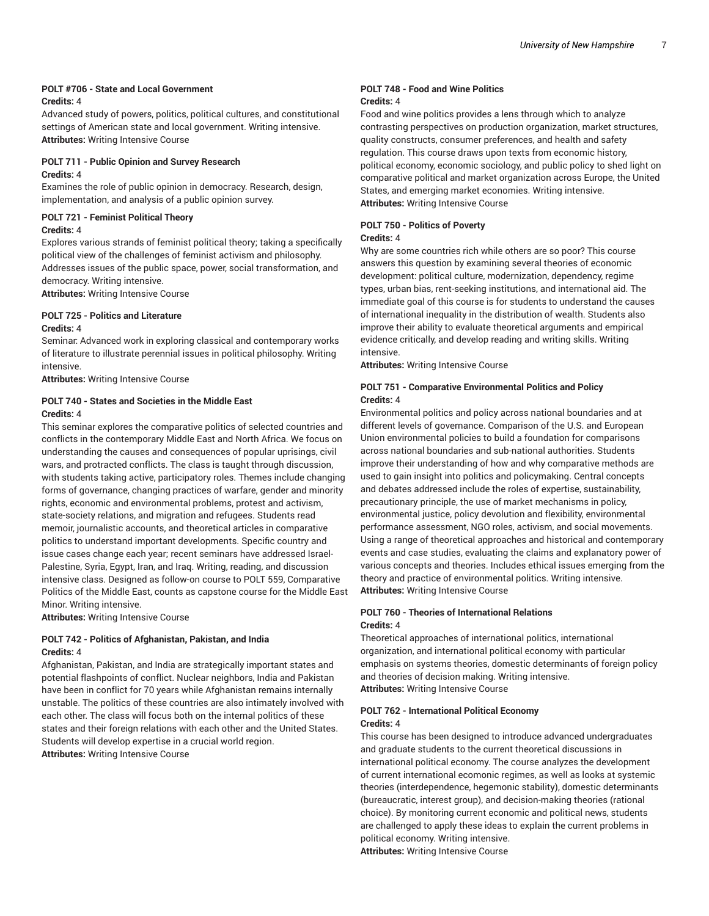**POLT #706 - State and Local Government**
**Credits:** 4
Advanced study of powers, politics, political cultures, and constitutional settings of American state and local government. Writing intensive.
**Attributes:** Writing Intensive Course

**POLT 711 - Public Opinion and Survey Research**
**Credits:** 4
Examines the role of public opinion in democracy. Research, design, implementation, and analysis of a public opinion survey.

**POLT 721 - Feminist Political Theory**
**Credits:** 4
Explores various strands of feminist political theory; taking a specifically political view of the challenges of feminist activism and philosophy. Addresses issues of the public space, power, social transformation, and democracy. Writing intensive.
**Attributes:** Writing Intensive Course

**POLT 725 - Politics and Literature**
**Credits:** 4
Seminar: Advanced work in exploring classical and contemporary works of literature to illustrate perennial issues in political philosophy. Writing intensive.
**Attributes:** Writing Intensive Course

**POLT 740 - States and Societies in the Middle East**
**Credits:** 4
This seminar explores the comparative politics of selected countries and conflicts in the contemporary Middle East and North Africa. We focus on understanding the causes and consequences of popular uprisings, civil wars, and protracted conflicts. The class is taught through discussion, with students taking active, participatory roles. Themes include changing forms of governance, changing practices of warfare, gender and minority rights, economic and environmental problems, protest and activism, state-society relations, and migration and refugees. Students read memoir, journalistic accounts, and theoretical articles in comparative politics to understand important developments. Specific country and issue cases change each year; recent seminars have addressed Israel-Palestine, Syria, Egypt, Iran, and Iraq. Writing, reading, and discussion intensive class. Designed as follow-on course to POLT 559, Comparative Politics of the Middle East, counts as capstone course for the Middle East Minor. Writing intensive.
**Attributes:** Writing Intensive Course

**POLT 742 - Politics of Afghanistan, Pakistan, and India**
**Credits:** 4
Afghanistan, Pakistan, and India are strategically important states and potential flashpoints of conflict. Nuclear neighbors, India and Pakistan have been in conflict for 70 years while Afghanistan remains internally unstable. The politics of these countries are also intimately involved with each other. The class will focus both on the internal politics of these states and their foreign relations with each other and the United States. Students will develop expertise in a crucial world region.
**Attributes:** Writing Intensive Course

**POLT 748 - Food and Wine Politics**
**Credits:** 4
Food and wine politics provides a lens through which to analyze contrasting perspectives on production organization, market structures, quality constructs, consumer preferences, and health and safety regulation. This course draws upon texts from economic history, political economy, economic sociology, and public policy to shed light on comparative political and market organization across Europe, the United States, and emerging market economies. Writing intensive.
**Attributes:** Writing Intensive Course

**POLT 750 - Politics of Poverty**
**Credits:** 4
Why are some countries rich while others are so poor? This course answers this question by examining several theories of economic development: political culture, modernization, dependency, regime types, urban bias, rent-seeking institutions, and international aid. The immediate goal of this course is for students to understand the causes of international inequality in the distribution of wealth. Students also improve their ability to evaluate theoretical arguments and empirical evidence critically, and develop reading and writing skills. Writing intensive.
**Attributes:** Writing Intensive Course

**POLT 751 - Comparative Environmental Politics and Policy**
**Credits:** 4
Environmental politics and policy across national boundaries and at different levels of governance. Comparison of the U.S. and European Union environmental policies to build a foundation for comparisons across national boundaries and sub-national authorities. Students improve their understanding of how and why comparative methods are used to gain insight into politics and policymaking. Central concepts and debates addressed include the roles of expertise, sustainability, precautionary principle, the use of market mechanisms in policy, environmental justice, policy devolution and flexibility, environmental performance assessment, NGO roles, activism, and social movements. Using a range of theoretical approaches and historical and contemporary events and case studies, evaluating the claims and explanatory power of various concepts and theories. Includes ethical issues emerging from the theory and practice of environmental politics. Writing intensive.
**Attributes:** Writing Intensive Course

**POLT 760 - Theories of International Relations**
**Credits:** 4
Theoretical approaches of international politics, international organization, and international political economy with particular emphasis on systems theories, domestic determinants of foreign policy and theories of decision making. Writing intensive.
**Attributes:** Writing Intensive Course

**POLT 762 - International Political Economy**
**Credits:** 4
This course has been designed to introduce advanced undergraduates and graduate students to the current theoretical discussions in international political economy. The course analyzes the development of current international ecomonic regimes, as well as looks at systemic theories (interdependence, hegemonic stability), domestic determinants (bureaucratic, interest group), and decision-making theories (rational choice). By monitoring current economic and political news, students are challenged to apply these ideas to explain the current problems in political economy. Writing intensive.
**Attributes:** Writing Intensive Course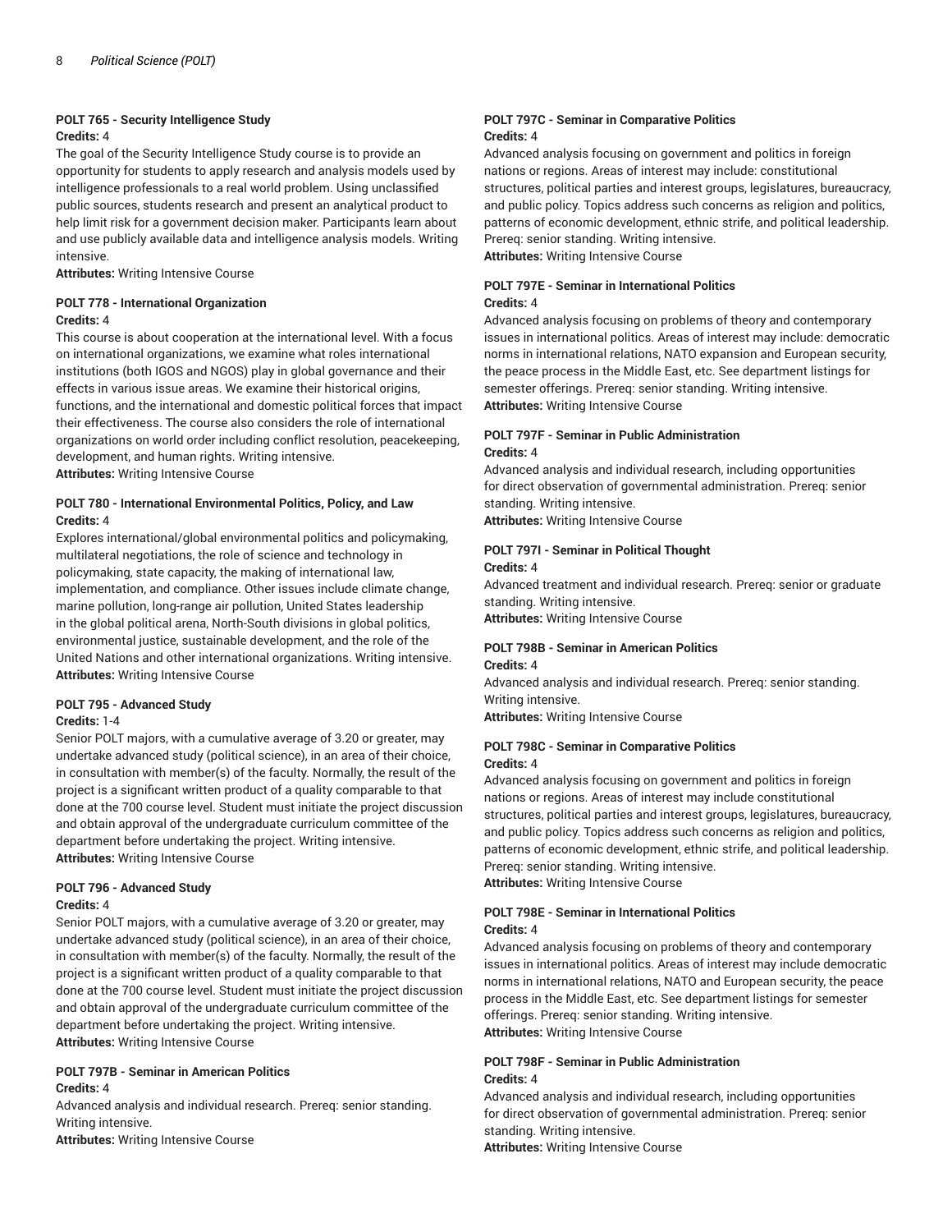### POLT 765 - Security Intelligence Study

**Credits:** 4

The goal of the Security Intelligence Study course is to provide an opportunity for students to apply research and analysis models used by intelligence professionals to a real world problem. Using unclassified public sources, students research and present an analytical product to help limit risk for a government decision maker. Participants learn about and use publicly available data and intelligence analysis models. Writing intensive.

**Attributes:** Writing Intensive Course

### POLT 778 - International Organization

**Credits:** 4

This course is about cooperation at the international level. With a focus on international organizations, we examine what roles international institutions (both IGOS and NGOS) play in global governance and their effects in various issue areas. We examine their historical origins, functions, and the international and domestic political forces that impact their effectiveness. The course also considers the role of international organizations on world order including conflict resolution, peacekeeping, development, and human rights. Writing intensive.

**Attributes:** Writing Intensive Course

### POLT 780 - International Environmental Politics, Policy, and Law

**Credits:** 4

Explores international/global environmental politics and policymaking, multilateral negotiations, the role of science and technology in policymaking, state capacity, the making of international law, implementation, and compliance. Other issues include climate change, marine pollution, long-range air pollution, United States leadership in the global political arena, North-South divisions in global politics, environmental justice, sustainable development, and the role of the United Nations and other international organizations. Writing intensive.

**Attributes:** Writing Intensive Course

### POLT 795 - Advanced Study

**Credits:** 1-4

Senior POLT majors, with a cumulative average of 3.20 or greater, may undertake advanced study (political science), in an area of their choice, in consultation with member(s) of the faculty. Normally, the result of the project is a significant written product of a quality comparable to that done at the 700 course level. Student must initiate the project discussion and obtain approval of the undergraduate curriculum committee of the department before undertaking the project. Writing intensive.

**Attributes:** Writing Intensive Course

### POLT 796 - Advanced Study

**Credits:** 4

Senior POLT majors, with a cumulative average of 3.20 or greater, may undertake advanced study (political science), in an area of their choice, in consultation with member(s) of the faculty. Normally, the result of the project is a significant written product of a quality comparable to that done at the 700 course level. Student must initiate the project discussion and obtain approval of the undergraduate curriculum committee of the department before undertaking the project. Writing intensive.

**Attributes:** Writing Intensive Course

### POLT 797B - Seminar in American Politics

**Credits:** 4

Advanced analysis and individual research. Prereq: senior standing. Writing intensive.

**Attributes:** Writing Intensive Course

### POLT 797C - Seminar in Comparative Politics

**Credits:** 4

Advanced analysis focusing on government and politics in foreign nations or regions. Areas of interest may include: constitutional structures, political parties and interest groups, legislatures, bureaucracy, and public policy. Topics address such concerns as religion and politics, patterns of economic development, ethnic strife, and political leadership. Prereq: senior standing. Writing intensive.

**Attributes:** Writing Intensive Course

### POLT 797E - Seminar in International Politics

**Credits:** 4

Advanced analysis focusing on problems of theory and contemporary issues in international politics. Areas of interest may include: democratic norms in international relations, NATO expansion and European security, the peace process in the Middle East, etc. See department listings for semester offerings. Prereq: senior standing. Writing intensive.

**Attributes:** Writing Intensive Course

### POLT 797F - Seminar in Public Administration

**Credits:** 4

Advanced analysis and individual research, including opportunities for direct observation of governmental administration. Prereq: senior standing. Writing intensive.

**Attributes:** Writing Intensive Course

### POLT 797I - Seminar in Political Thought

**Credits:** 4

Advanced treatment and individual research. Prereq: senior or graduate standing. Writing intensive.

**Attributes:** Writing Intensive Course

### POLT 798B - Seminar in American Politics

**Credits:** 4

Advanced analysis and individual research. Prereq: senior standing. Writing intensive.

**Attributes:** Writing Intensive Course

### POLT 798C - Seminar in Comparative Politics

**Credits:** 4

Advanced analysis focusing on government and politics in foreign nations or regions. Areas of interest may include constitutional structures, political parties and interest groups, legislatures, bureaucracy, and public policy. Topics address such concerns as religion and politics, patterns of economic development, ethnic strife, and political leadership. Prereq: senior standing. Writing intensive.

**Attributes:** Writing Intensive Course

### POLT 798E - Seminar in International Politics

**Credits:** 4

Advanced analysis focusing on problems of theory and contemporary issues in international politics. Areas of interest may include democratic norms in international relations, NATO and European security, the peace process in the Middle East, etc. See department listings for semester offerings. Prereq: senior standing. Writing intensive.

**Attributes:** Writing Intensive Course

### POLT 798F - Seminar in Public Administration

**Credits:** 4

Advanced analysis and individual research, including opportunities for direct observation of governmental administration. Prereq: senior standing. Writing intensive.

**Attributes:** Writing Intensive Course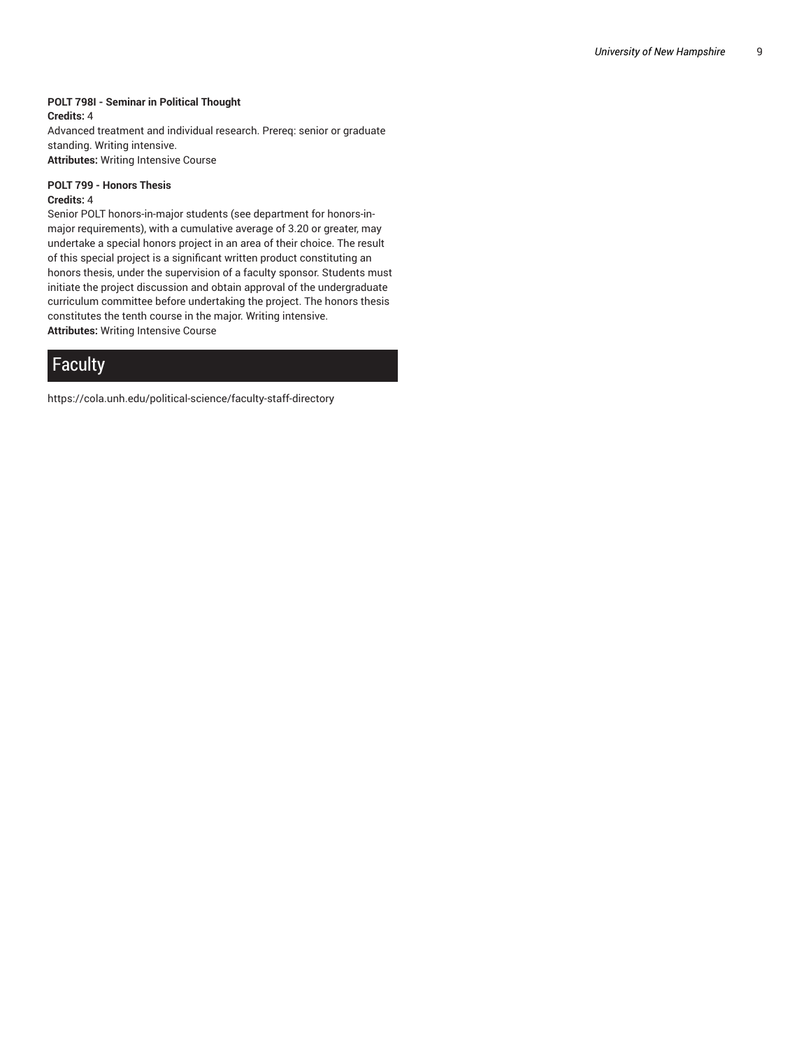**POLT 798I - Seminar in Political Thought**

**Credits:** 4

Advanced treatment and individual research. Prereq: senior or graduate standing. Writing intensive.

**Attributes:** Writing Intensive Course

**POLT 799 - Honors Thesis**

**Credits:** 4

Senior POLT honors-in-major students (see department for honors-in-major requirements), with a cumulative average of 3.20 or greater, may undertake a special honors project in an area of their choice. The result of this special project is a significant written product constituting an honors thesis, under the supervision of a faculty sponsor. Students must initiate the project discussion and obtain approval of the undergraduate curriculum committee before undertaking the project. The honors thesis constitutes the tenth course in the major. Writing intensive.

**Attributes:** Writing Intensive Course

# Faculty

https://cola.unh.edu/political-science/faculty-staff-directory